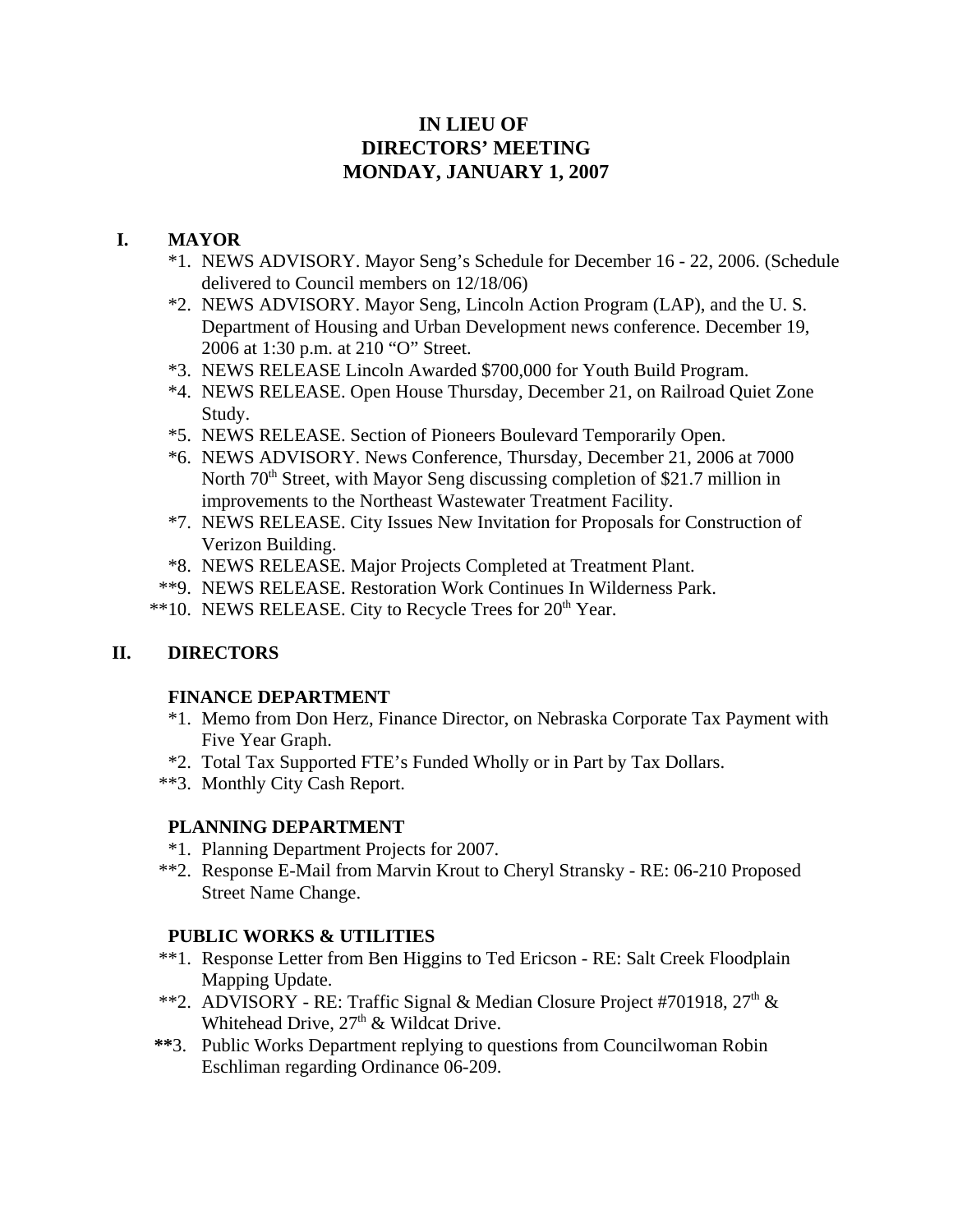# IN LIEU OF
# DIRECTORS' MEETING
# MONDAY, JANUARY 1, 2007

## I. MAYOR

*1. NEWS ADVISORY. Mayor Seng's Schedule for December 16 - 22, 2006. (Schedule delivered to Council members on 12/18/06)

*2. NEWS ADVISORY. Mayor Seng, Lincoln Action Program (LAP), and the U. S. Department of Housing and Urban Development news conference. December 19, 2006 at 1:30 p.m. at 210 "O" Street.

*3. NEWS RELEASE Lincoln Awarded $700,000 for Youth Build Program.

*4. NEWS RELEASE. Open House Thursday, December 21, on Railroad Quiet Zone Study.

*5. NEWS RELEASE. Section of Pioneers Boulevard Temporarily Open.

*6. NEWS ADVISORY. News Conference, Thursday, December 21, 2006 at 7000 North 70th Street, with Mayor Seng discussing completion of $21.7 million in improvements to the Northeast Wastewater Treatment Facility.

*7. NEWS RELEASE. City Issues New Invitation for Proposals for Construction of Verizon Building.

*8. NEWS RELEASE. Major Projects Completed at Treatment Plant.

**9. NEWS RELEASE. Restoration Work Continues In Wilderness Park.

**10. NEWS RELEASE. City to Recycle Trees for 20th Year.

## II. DIRECTORS

### FINANCE DEPARTMENT

*1. Memo from Don Herz, Finance Director, on Nebraska Corporate Tax Payment with Five Year Graph.

*2. Total Tax Supported FTE's Funded Wholly or in Part by Tax Dollars.

**3. Monthly City Cash Report.

### PLANNING DEPARTMENT

*1. Planning Department Projects for 2007.

**2. Response E-Mail from Marvin Krout to Cheryl Stransky - RE: 06-210 Proposed Street Name Change.

### PUBLIC WORKS & UTILITIES

**1. Response Letter from Ben Higgins to Ted Ericson - RE: Salt Creek Floodplain Mapping Update.

**2. ADVISORY - RE: Traffic Signal & Median Closure Project #701918, 27th & Whitehead Drive, 27th & Wildcat Drive.

**3. Public Works Department replying to questions from Councilwoman Robin Eschliman regarding Ordinance 06-209.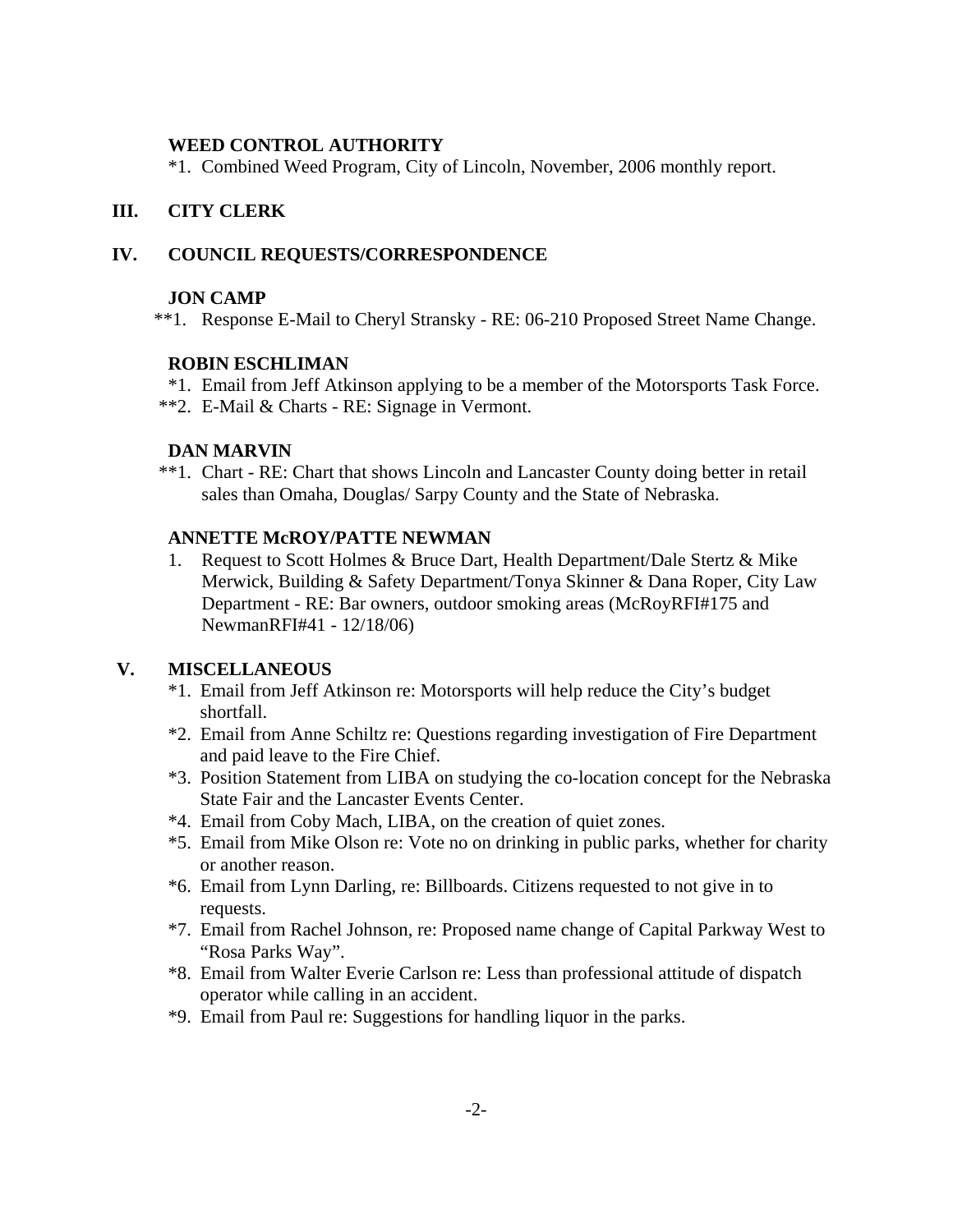**WEED CONTROL AUTHORITY**

*1. Combined Weed Program, City of Lincoln, November, 2006 monthly report.

## III. CITY CLERK

## IV. COUNCIL REQUESTS/CORRESPONDENCE

**JON CAMP**

**1. Response E-Mail to Cheryl Stransky - RE: 06-210 Proposed Street Name Change.

**ROBIN ESCHLIMAN**

*1. Email from Jeff Atkinson applying to be a member of the Motorsports Task Force.

**2. E-Mail & Charts - RE: Signage in Vermont.

**DAN MARVIN**

**1. Chart - RE: Chart that shows Lincoln and Lancaster County doing better in retail sales than Omaha, Douglas/ Sarpy County and the State of Nebraska.

**ANNETTE McROY/PATTE NEWMAN**

1. Request to Scott Holmes & Bruce Dart, Health Department/Dale Stertz & Mike Merwick, Building & Safety Department/Tonya Skinner & Dana Roper, City Law Department - RE: Bar owners, outdoor smoking areas (McRoyRFI#175 and NewmanRFI#41 - 12/18/06)

## V. MISCELLANEOUS

*1. Email from Jeff Atkinson re: Motorsports will help reduce the City's budget shortfall.

*2. Email from Anne Schiltz re: Questions regarding investigation of Fire Department and paid leave to the Fire Chief.

*3. Position Statement from LIBA on studying the co-location concept for the Nebraska State Fair and the Lancaster Events Center.

*4. Email from Coby Mach, LIBA, on the creation of quiet zones.

*5. Email from Mike Olson re: Vote no on drinking in public parks, whether for charity or another reason.

*6. Email from Lynn Darling, re: Billboards. Citizens requested to not give in to requests.

*7. Email from Rachel Johnson, re: Proposed name change of Capital Parkway West to "Rosa Parks Way".

*8. Email from Walter Everie Carlson re: Less than professional attitude of dispatch operator while calling in an accident.

*9. Email from Paul re: Suggestions for handling liquor in the parks.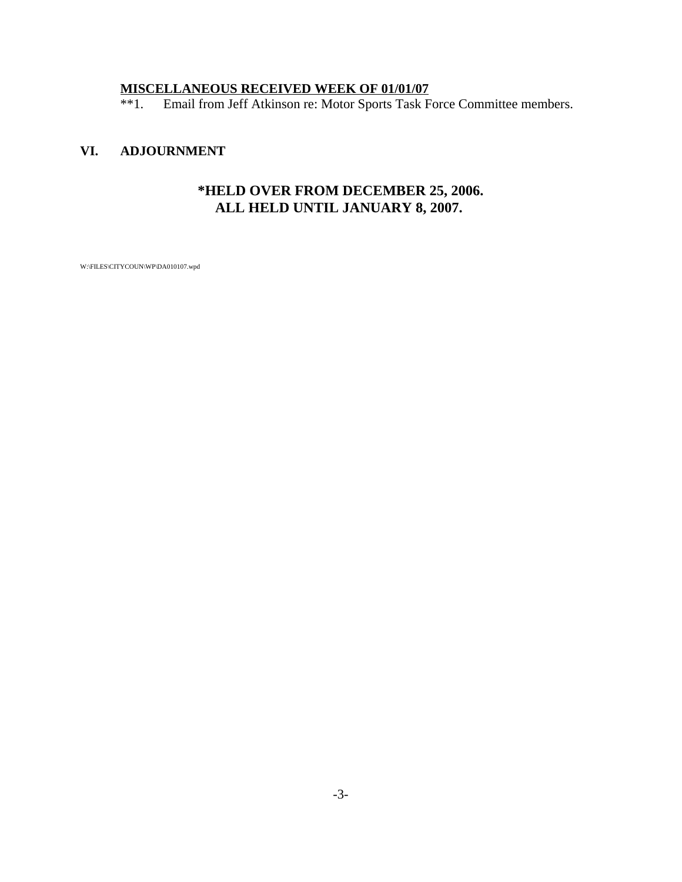**MISCELLANEOUS RECEIVED WEEK OF 01/01/07**

**1. Email from Jeff Atkinson re: Motor Sports Task Force Committee members.

## VI. ADJOURNMENT

**\*HELD OVER FROM DECEMBER 25, 2006.**
**ALL HELD UNTIL JANUARY 8, 2007.**

W:\FILES\CITYCOUN\WP\DA010107.wpd